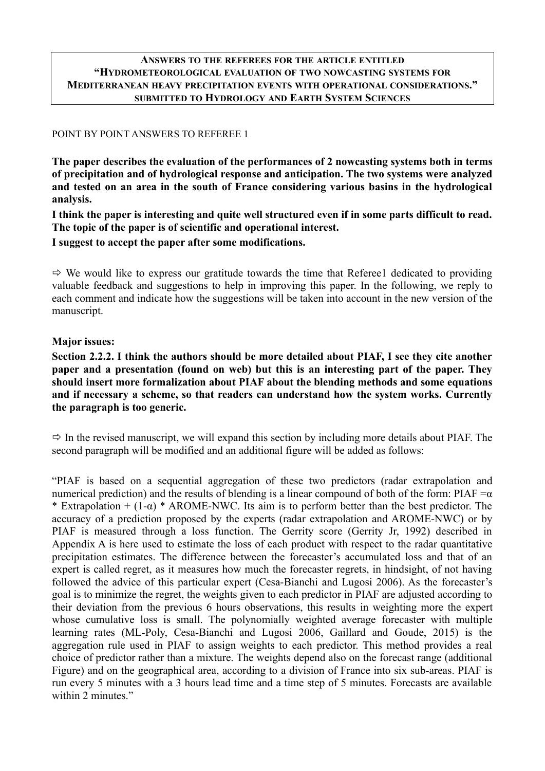**ANSWERS TO THE REFEREES FOR THE ARTICLE ENTITLED "HYDROMETEOROLOGICAL EVALUATION OF TWO NOWCASTING SYSTEMS FOR MEDITERRANEAN HEAVY PRECIPITATION EVENTS WITH OPERATIONAL CONSIDERATIONS." SUBMITTED TO HYDROLOGY AND EARTH SYSTEM SCIENCES**

POINT BY POINT ANSWERS TO REFEREE 1

**The paper describes the evaluation of the performances of 2 nowcasting systems both in terms of precipitation and of hydrological response and anticipation. The two systems were analyzed and tested on an area in the south of France considering various basins in the hydrological analysis.**

**I think the paper is interesting and quite well structured even if in some parts difficult to read. The topic of the paper is of scientific and operational interest.**

**I suggest to accept the paper after some modifications.**

⇨ We would like to express our gratitude towards the time that Referee1 dedicated to providing valuable feedback and suggestions to help in improving this paper. In the following, we reply to each comment and indicate how the suggestions will be taken into account in the new version of the manuscript.

**Major issues:**

**Section 2.2.2. I think the authors should be more detailed about PIAF, I see they cite another paper and a presentation (found on web) but this is an interesting part of the paper. They should insert more formalization about PIAF about the blending methods and some equations and if necessary a scheme, so that readers can understand how the system works. Currently the paragraph is too generic.**

⇨ In the revised manuscript, we will expand this section by including more details about PIAF. The second paragraph will be modified and an additional figure will be added as follows:

"PIAF is based on a sequential aggregation of these two predictors (radar extrapolation and numerical prediction) and the results of blending is a linear compound of both of the form: PIAF $=\alpha$ * Extrapolation + $(1-\alpha)$ * AROME-NWC. Its aim is to perform better than the best predictor. The accuracy of a prediction proposed by the experts (radar extrapolation and AROME-NWC) or by PIAF is measured through a loss function. The Gerrity score (Gerrity Jr, 1992) described in Appendix A is here used to estimate the loss of each product with respect to the radar quantitative precipitation estimates. The difference between the forecaster's accumulated loss and that of an expert is called regret, as it measures how much the forecaster regrets, in hindsight, of not having followed the advice of this particular expert (Cesa-Bianchi and Lugosi 2006). As the forecaster's goal is to minimize the regret, the weights given to each predictor in PIAF are adjusted according to their deviation from the previous 6 hours observations, this results in weighting more the expert whose cumulative loss is small. The polynomially weighted average forecaster with multiple learning rates (ML-Poly, Cesa-Bianchi and Lugosi 2006, Gaillard and Goude, 2015) is the aggregation rule used in PIAF to assign weights to each predictor. This method provides a real choice of predictor rather than a mixture. The weights depend also on the forecast range (additional Figure) and on the geographical area, according to a division of France into six sub-areas. PIAF is run every 5 minutes with a 3 hours lead time and a time step of 5 minutes. Forecasts are available within 2 minutes."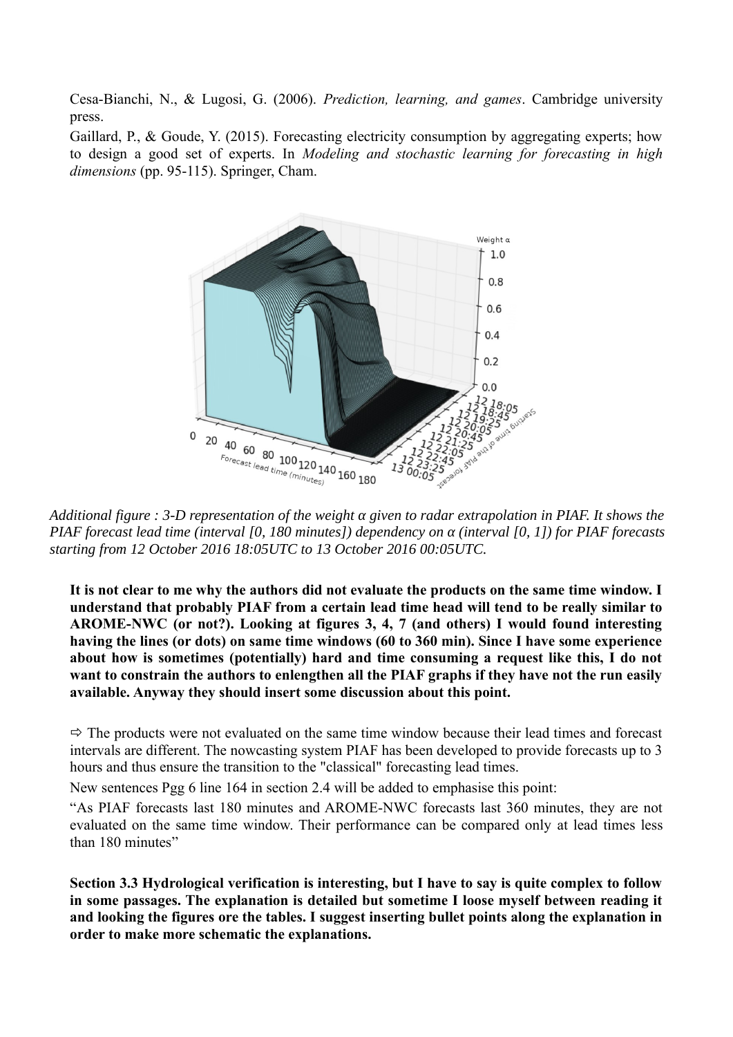Cesa-Bianchi, N., & Lugosi, G. (2006). *Prediction, learning, and games*. Cambridge university press.

Gaillard, P., & Goude, Y. (2015). Forecasting electricity consumption by aggregating experts; how to design a good set of experts. In *Modeling and stochastic learning for forecasting in high dimensions* (pp. 95-115). Springer, Cham.

*Additional figure : 3-D representation of the weight α given to radar extrapolation in PIAF. It shows the PIAF forecast lead time (interval [0, 180 minutes]) dependency on α (interval [0, 1]) for PIAF forecasts starting from 12 October 2016 18:05UTC to 13 October 2016 00:05UTC.*

**It is not clear to me why the authors did not evaluate the products on the same time window. I understand that probably PIAF from a certain lead time head will tend to be really similar to AROME-NWC (or not?). Looking at figures 3, 4, 7 (and others) I would found interesting having the lines (or dots) on same time windows (60 to 360 min). Since I have some experience about how is sometimes (potentially) hard and time consuming a request like this, I do not want to constrain the authors to enlengthen all the PIAF graphs if they have not the run easily available. Anyway they should insert some discussion about this point.**

⇨ The products were not evaluated on the same time window because their lead times and forecast intervals are different. The nowcasting system PIAF has been developed to provide forecasts up to 3 hours and thus ensure the transition to the "classical" forecasting lead times.

New sentences Pgg 6 line 164 in section 2.4 will be added to emphasise this point:

"As PIAF forecasts last 180 minutes and AROME-NWC forecasts last 360 minutes, they are not evaluated on the same time window. Their performance can be compared only at lead times less than 180 minutes"

**Section 3.3 Hydrological verification is interesting, but I have to say is quite complex to follow in some passages. The explanation is detailed but sometime I loose myself between reading it and looking the figures ore the tables. I suggest inserting bullet points along the explanation in order to make more schematic the explanations.**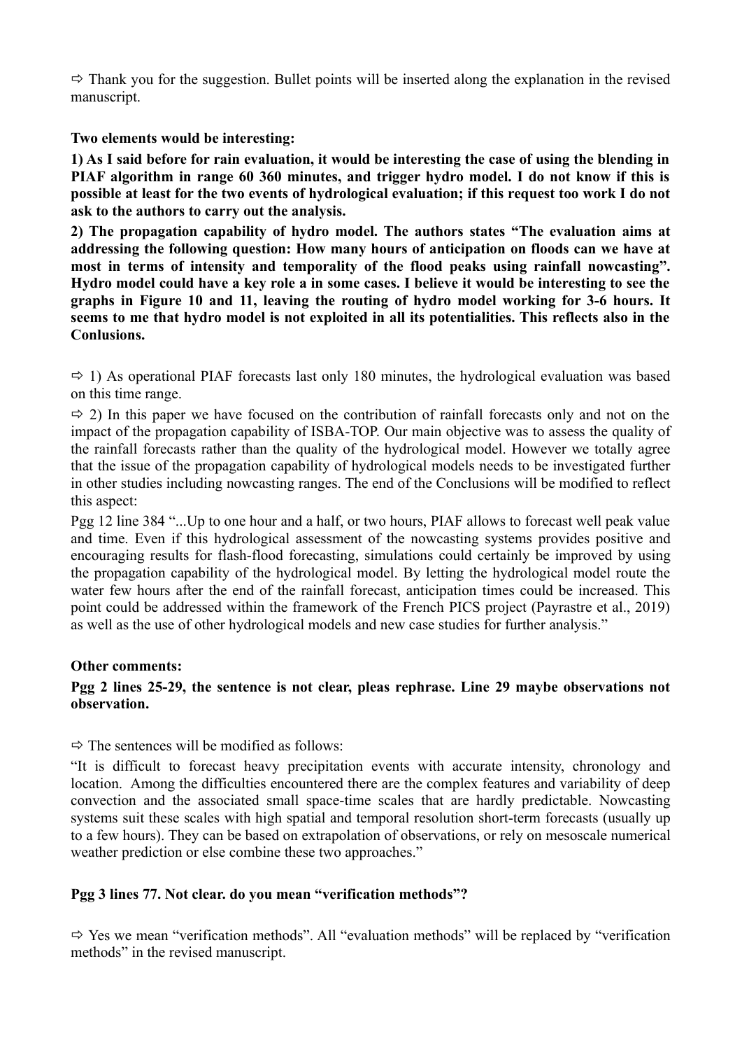⇨ Thank you for the suggestion. Bullet points will be inserted along the explanation in the revised manuscript.

**Two elements would be interesting:**

**1) As I said before for rain evaluation, it would be interesting the case of using the blending in PIAF algorithm in range 60 360 minutes, and trigger hydro model. I do not know if this is possible at least for the two events of hydrological evaluation; if this request too work I do not ask to the authors to carry out the analysis.**

**2) The propagation capability of hydro model. The authors states "The evaluation aims at addressing the following question: How many hours of anticipation on floods can we have at most in terms of intensity and temporality of the flood peaks using rainfall nowcasting". Hydro model could have a key role a in some cases. I believe it would be interesting to see the graphs in Figure 10 and 11, leaving the routing of hydro model working for 3-6 hours. It seems to me that hydro model is not exploited in all its potentialities. This reflects also in the Conlusions.**

⇨ 1) As operational PIAF forecasts last only 180 minutes, the hydrological evaluation was based on this time range.

⇨ 2) In this paper we have focused on the contribution of rainfall forecasts only and not on the impact of the propagation capability of ISBA-TOP. Our main objective was to assess the quality of the rainfall forecasts rather than the quality of the hydrological model. However we totally agree that the issue of the propagation capability of hydrological models needs to be investigated further in other studies including nowcasting ranges. The end of the Conclusions will be modified to reflect this aspect:

Pgg 12 line 384 "...Up to one hour and a half, or two hours, PIAF allows to forecast well peak value and time. Even if this hydrological assessment of the nowcasting systems provides positive and encouraging results for flash-flood forecasting, simulations could certainly be improved by using the propagation capability of the hydrological model. By letting the hydrological model route the water few hours after the end of the rainfall forecast, anticipation times could be increased. This point could be addressed within the framework of the French PICS project (Payrastre et al., 2019) as well as the use of other hydrological models and new case studies for further analysis."

**Other comments:**

**Pgg 2 lines 25-29, the sentence is not clear, pleas rephrase. Line 29 maybe observations not observation.**

⇨ The sentences will be modified as follows:

"It is difficult to forecast heavy precipitation events with accurate intensity, chronology and location. Among the difficulties encountered there are the complex features and variability of deep convection and the associated small space-time scales that are hardly predictable. Nowcasting systems suit these scales with high spatial and temporal resolution short-term forecasts (usually up to a few hours). They can be based on extrapolation of observations, or rely on mesoscale numerical weather prediction or else combine these two approaches."

**Pgg 3 lines 77. Not clear. do you mean "verification methods"?**

⇨ Yes we mean "verification methods". All "evaluation methods" will be replaced by "verification methods" in the revised manuscript.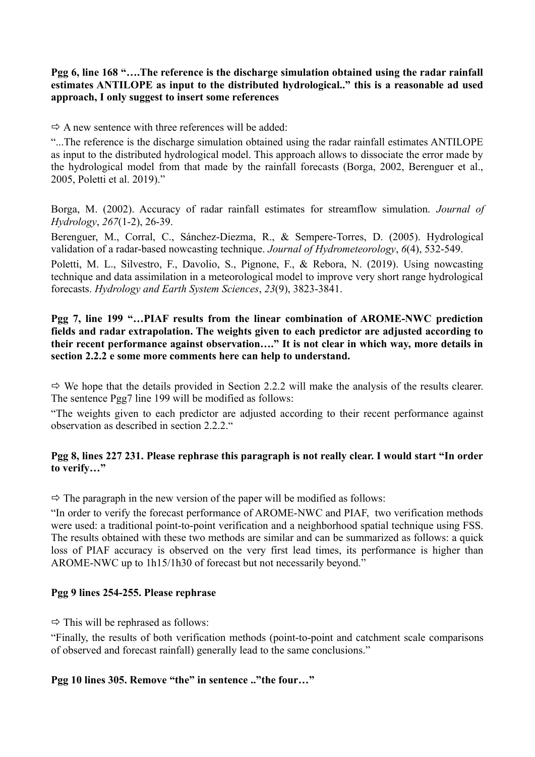**Pgg 6, line 168 "….The reference is the discharge simulation obtained using the radar rainfall estimates ANTILOPE as input to the distributed hydrological.." this is a reasonable ad used approach, I only suggest to insert some references**

⇨ A new sentence with three references will be added:

"...The reference is the discharge simulation obtained using the radar rainfall estimates ANTILOPE as input to the distributed hydrological model. This approach allows to dissociate the error made by the hydrological model from that made by the rainfall forecasts (Borga, 2002, Berenguer et al., 2005, Poletti et al. 2019)."

Borga, M. (2002). Accuracy of radar rainfall estimates for streamflow simulation. *Journal of Hydrology*, *267*(1-2), 26-39.

Berenguer, M., Corral, C., Sánchez-Diezma, R., & Sempere-Torres, D. (2005). Hydrological validation of a radar-based nowcasting technique. *Journal of Hydrometeorology*, *6*(4), 532-549.

Poletti, M. L., Silvestro, F., Davolio, S., Pignone, F., & Rebora, N. (2019). Using nowcasting technique and data assimilation in a meteorological model to improve very short range hydrological forecasts. *Hydrology and Earth System Sciences*, *23*(9), 3823-3841.

**Pgg 7, line 199 "…PIAF results from the linear combination of AROME-NWC prediction fields and radar extrapolation. The weights given to each predictor are adjusted according to their recent performance against observation…." It is not clear in which way, more details in section 2.2.2 e some more comments here can help to understand.**

⇨ We hope that the details provided in Section 2.2.2 will make the analysis of the results clearer. The sentence Pgg7 line 199 will be modified as follows:

"The weights given to each predictor are adjusted according to their recent performance against observation as described in section 2.2.2."

**Pgg 8, lines 227 231. Please rephrase this paragraph is not really clear. I would start "In order to verify…"**

⇨ The paragraph in the new version of the paper will be modified as follows:

"In order to verify the forecast performance of AROME-NWC and PIAF, two verification methods were used: a traditional point-to-point verification and a neighborhood spatial technique using FSS. The results obtained with these two methods are similar and can be summarized as follows: a quick loss of PIAF accuracy is observed on the very first lead times, its performance is higher than AROME-NWC up to 1h15/1h30 of forecast but not necessarily beyond."

**Pgg 9 lines 254-255. Please rephrase**

⇨ This will be rephrased as follows:

"Finally, the results of both verification methods (point-to-point and catchment scale comparisons of observed and forecast rainfall) generally lead to the same conclusions."

**Pgg 10 lines 305. Remove "the" in sentence .."the four…"**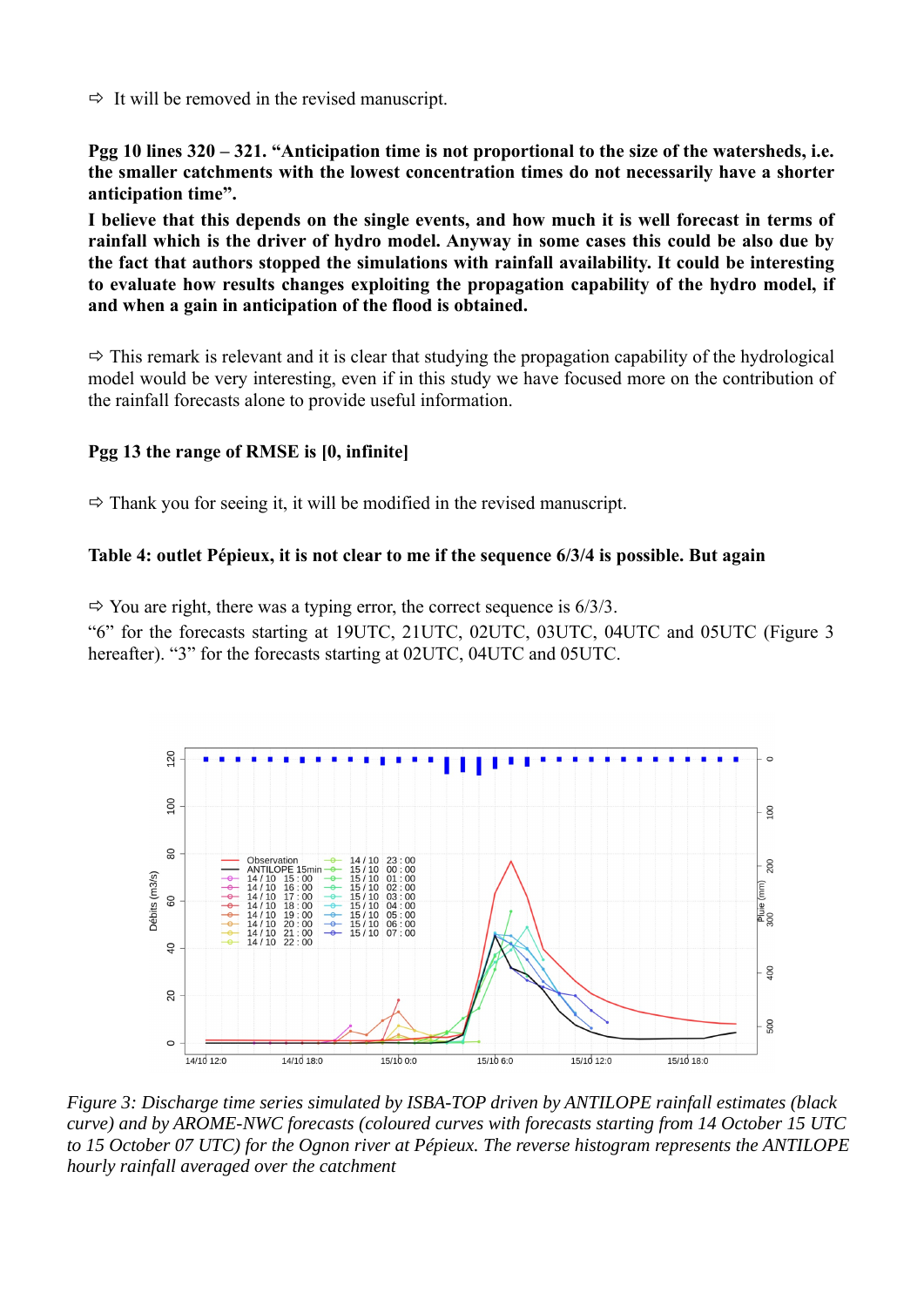⇨ It will be removed in the revised manuscript.

**Pgg 10 lines 320 – 321. "Anticipation time is not proportional to the size of the watersheds, i.e. the smaller catchments with the lowest concentration times do not necessarily have a shorter anticipation time".**

**I believe that this depends on the single events, and how much it is well forecast in terms of rainfall which is the driver of hydro model. Anyway in some cases this could be also due by the fact that authors stopped the simulations with rainfall availability. It could be interesting to evaluate how results changes exploiting the propagation capability of the hydro model, if and when a gain in anticipation of the flood is obtained.**

⇨ This remark is relevant and it is clear that studying the propagation capability of the hydrological model would be very interesting, even if in this study we have focused more on the contribution of the rainfall forecasts alone to provide useful information.

**Pgg 13 the range of RMSE is [0, infinite]**

⇨ Thank you for seeing it, it will be modified in the revised manuscript.

**Table 4: outlet Pépieux, it is not clear to me if the sequence 6/3/4 is possible. But again**

⇨ You are right, there was a typing error, the correct sequence is 6/3/3.
"6" for the forecasts starting at 19UTC, 21UTC, 02UTC, 03UTC, 04UTC and 05UTC (Figure 3 hereafter). "3" for the forecasts starting at 02UTC, 04UTC and 05UTC.

Débits (m3/s)
0
20
40
60
80
100
120

Pluie (mm)
0
100
200
300
400
500

14/10 12:0
14/10 18:0
15/10 0:0
15/10 6:0
15/10 12:0
15/10 18:0

Observation
ANTILOPE 15min
14 / 10 15 : 00
14 / 10 16 : 00
14 / 10 17 : 00
14 / 10 18 : 00
14 / 10 19 : 00
14 / 10 20 : 00
14 / 10 21 : 00
14 / 10 22 : 00
14 / 10 23 : 00
15 / 10 00 : 00
15 / 10 01 : 00
15 / 10 02 : 00
15 / 10 03 : 00
15 / 10 04 : 00
15 / 10 05 : 00
15 / 10 06 : 00
15 / 10 07 : 00

*Figure 3: Discharge time series simulated by ISBA-TOP driven by ANTILOPE rainfall estimates (black curve) and by AROME-NWC forecasts (coloured curves with forecasts starting from 14 October 15 UTC to 15 October 07 UTC) for the Ognon river at Pépieux. The reverse histogram represents the ANTILOPE hourly rainfall averaged over the catchment*